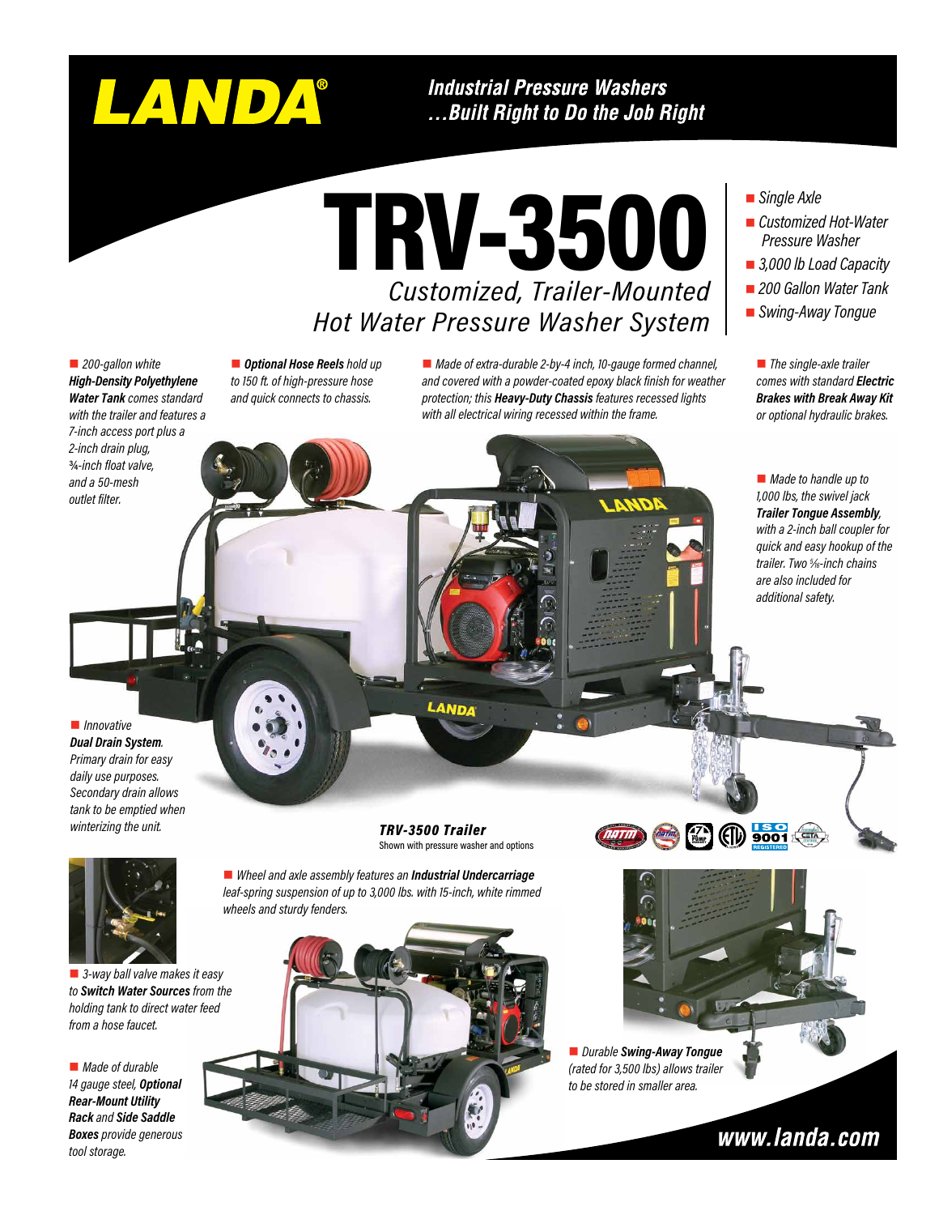# LANDA®

***Industrial Pressure Washers***
***...Built Right to Do the Job Right***

# TRV-3500

## *Customized, Trailer-Mounted Hot Water Pressure Washer System*

- *Single Axle*
- *Customized Hot-Water Pressure Washer*
- *3,000 lb Load Capacity*
- *200 Gallon Water Tank*
- *Swing-Away Tongue*

- *200-gallon white **High-Density Polyethylene Water Tank** comes standard with the trailer and features a 7-inch access port plus a 2-inch drain plug, ¾-inch float valve, and a 50-mesh outlet filter.*

- ***Optional Hose Reels** hold up to 150 ft. of high-pressure hose and quick connects to chassis.*

- *Made of extra-durable 2-by-4 inch, 10-gauge formed channel, and covered with a powder-coated epoxy black finish for weather protection; this **Heavy-Duty Chassis** features recessed lights with all electrical wiring recessed within the frame.*

- *The single-axle trailer comes with standard **Electric Brakes with Break Away Kit** or optional hydraulic brakes.*

- *Made to handle up to 1,000 lbs, the swivel jack **Trailer Tongue Assembly**, with a 2-inch ball coupler for quick and easy hookup of the trailer. Two 5/16-inch chains are also included for additional safety.*

- *Innovative **Dual Drain System**. Primary drain for easy daily use purposes. Secondary drain allows tank to be emptied when winterizing the unit.*

***TRV-3500 Trailer***
Shown with pressure washer and options

- *Wheel and axle assembly features an **Industrial Undercarriage** leaf-spring suspension of up to 3,000 lbs. with 15-inch, white rimmed wheels and sturdy fenders.*

- *3-way ball valve makes it easy to **Switch Water Sources** from the holding tank to direct water feed from a hose faucet.*

- *Made of durable 14 gauge steel, **Optional Rear-Mount Utility Rack** and **Side Saddle Boxes** provide generous tool storage.*

- *Durable **Swing-Away Tongue** (rated for 3,500 lbs) allows trailer to be stored in smaller area.*

***www.landa.com***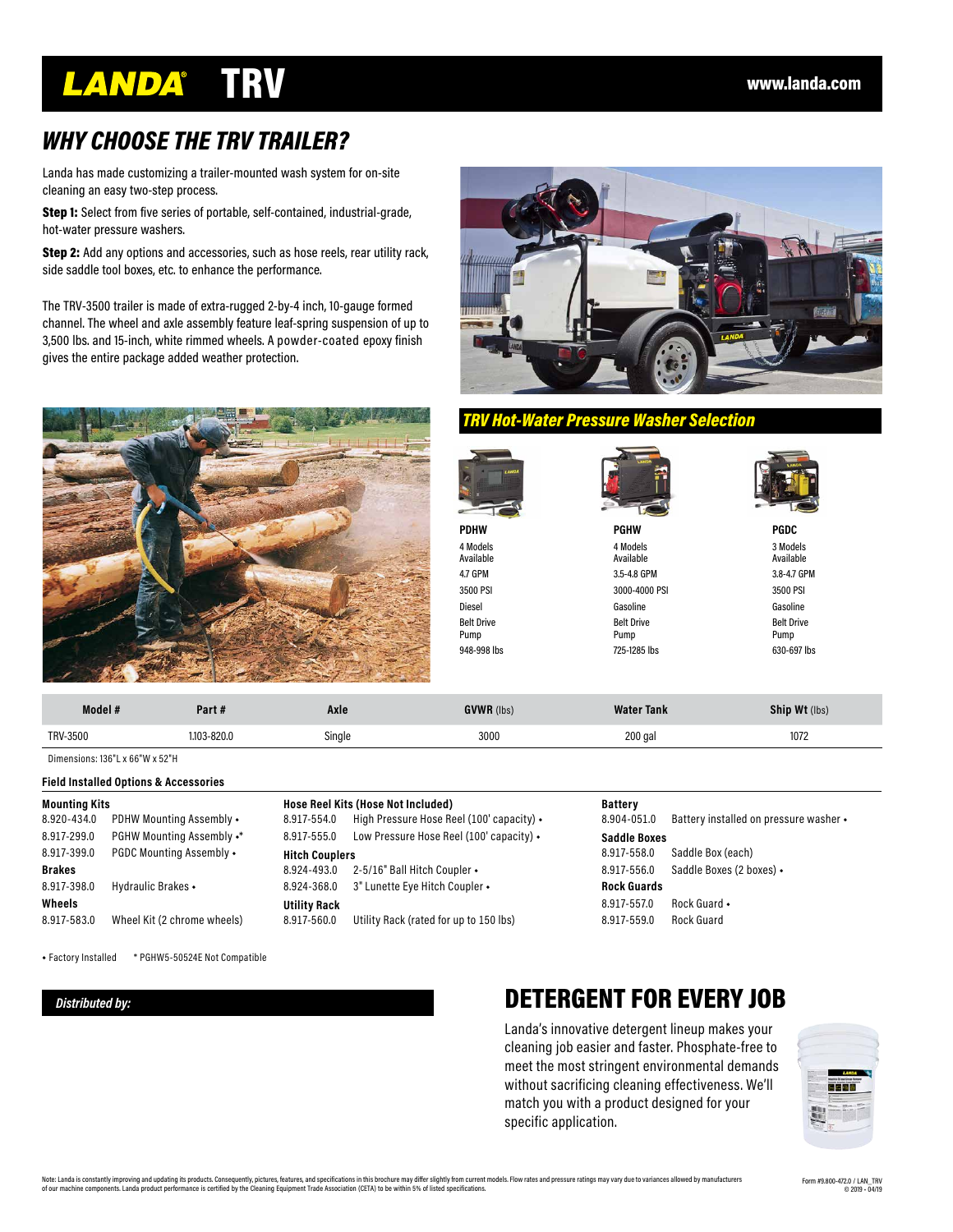# LANDA® TRV

www.landa.com

## WHY CHOOSE THE TRV TRAILER?

Landa has made customizing a trailer-mounted wash system for on-site cleaning an easy two-step process.

**Step 1:** Select from five series of portable, self-contained, industrial-grade, hot-water pressure washers.

**Step 2:** Add any options and accessories, such as hose reels, rear utility rack, side saddle tool boxes, etc. to enhance the performance.

The TRV-3500 trailer is made of extra-rugged 2-by-4 inch, 10-gauge formed channel. The wheel and axle assembly feature leaf-spring suspension of up to 3,500 lbs. and 15-inch, white rimmed wheels. A powder-coated epoxy finish gives the entire package added weather protection.

### TRV Hot-Water Pressure Washer Selection

| PDHW | PGHW | PGDC |
|---|---|---|
| 4 Models Available | 4 Models Available | 3 Models Available |
| 4.7 GPM | 3.5-4.8 GPM | 3.8-4.7 GPM |
| 3500 PSI | 3000-4000 PSI | 3500 PSI |
| Diesel | Gasoline | Gasoline |
| Belt Drive Pump | Belt Drive Pump | Belt Drive Pump |
| 948-998 lbs | 725-1285 lbs | 630-697 lbs |

| Model # | Part # | Axle | GVWR (lbs) | Water Tank | Ship Wt (lbs) |
|---|---|---|---|---|---|
| TRV-3500 | 1.103-820.0 | Single | 3000 | 200 gal | 1072 |

Dimensions: 136"L x 66"W x 52"H

### Field Installed Options & Accessories

**Mounting Kits**
- 8.920-434.0 PDHW Mounting Assembly •
- 8.917-299.0 PGHW Mounting Assembly •*
- 8.917-399.0 PGDC Mounting Assembly •

**Brakes**
- 8.917-398.0 Hydraulic Brakes •

**Wheels**
- 8.917-583.0 Wheel Kit (2 chrome wheels)

**Hose Reel Kits (Hose Not Included)**
- 8.917-554.0 High Pressure Hose Reel (100' capacity) •
- 8.917-555.0 Low Pressure Hose Reel (100' capacity) •

**Hitch Couplers**
- 8.924-493.0 2-5/16" Ball Hitch Coupler •
- 8.924-368.0 3" Lunette Eye Hitch Coupler •

**Utility Rack**
- 8.917-560.0 Utility Rack (rated for up to 150 lbs)

**Battery**
- 8.904-051.0 Battery installed on pressure washer •

**Saddle Boxes**
- 8.917-558.0 Saddle Box (each)
- 8.917-556.0 Saddle Boxes (2 boxes) •

**Rock Guards**
- 8.917-557.0 Rock Guard •
- 8.917-559.0 Rock Guard

• Factory Installed * PGHW5-50524E Not Compatible

*Distributed by:*

## DETERGENT FOR EVERY JOB

Landa's innovative detergent lineup makes your cleaning job easier and faster. Phosphate-free to meet the most stringent environmental demands without sacrificing cleaning effectiveness. We'll match you with a product designed for your specific application.

Note: Landa is constantly improving and updating its products. Consequently, pictures, features, and specifications in this brochure may differ slightly from current models. Flow rates and pressure ratings may vary due to variances allowed by manufacturers of our machine components. Landa product performance is certified by the Cleaning Equipment Trade Association (CETA) to be within 5% of listed specifications.

Form #9.800-472.0 / LAN_TRV
© 2019 - 04/19